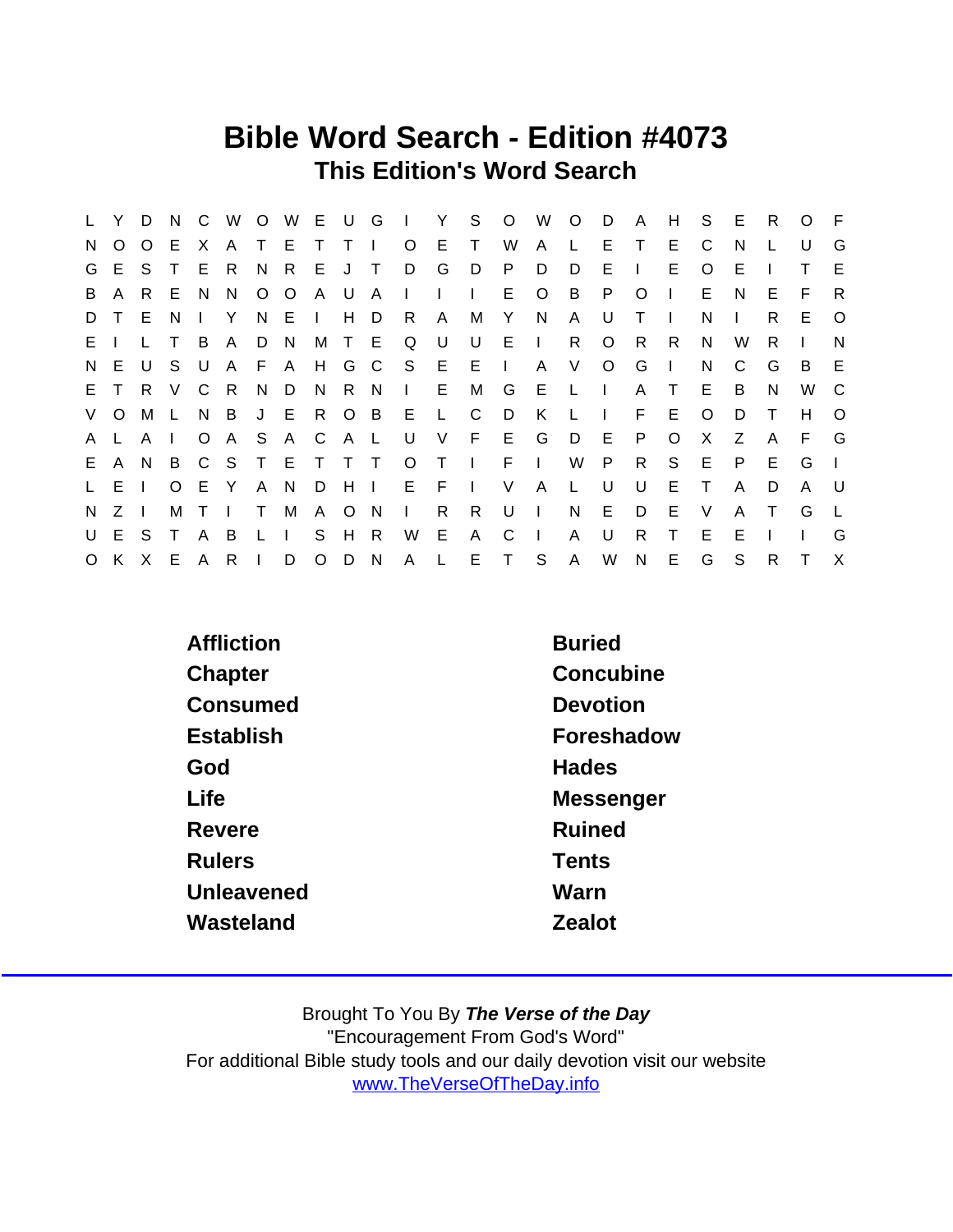# Bible Word Search - Edition #4073

## This Edition's Word Search

```
L Y D N C W O W E U G I Y S O W O D A H S E R O F
N O O E X A T E T T I O E T W A L E T E C N L U G
G E S T E R N R E J T D G D P D D E I E O E I T E
B A R E N N O O A U A I I I E O B P O I E N E F R
D T E N I Y N E I H D R A M Y N A U T I N I R E O
E I L T B A D N M T E Q U U E I R O R R N W R I N
N E U S U A F A H G C S E E I A V O G I N C G B E
E T R V C R N D N R N I E M G E L I A T E B N W C
V O M L N B J E R O B E L C D K L I F E O D T H O
A L A I O A S A C A L U V F E G D E P O X Z A F G
E A N B C S T E T T T O T I F I W P R S E P E G I
L E I O E Y A N D H I E F I V A L U U E T A D A U
N Z I M T I T M A O N I R R U I N E D E V A T G L
U E S T A B L I S H R W E A C I A U R T E E I I G
O K X E A R I D O D N A L E T S A W N E G S R T X
```

| | |
|---|---|
| Affliction | Buried |
| Chapter | Concubine |
| Consumed | Devotion |
| Establish | Foreshadow |
| God | Hades |
| Life | Messenger |
| Revere | Ruined |
| Rulers | Tents |
| Unleavened | Warn |
| Wasteland | Zealot |

Brought To You By ***The Verse of the Day***

"Encouragement From God's Word"

For additional Bible study tools and our daily devotion visit our website

www.TheVerseOfTheDay.info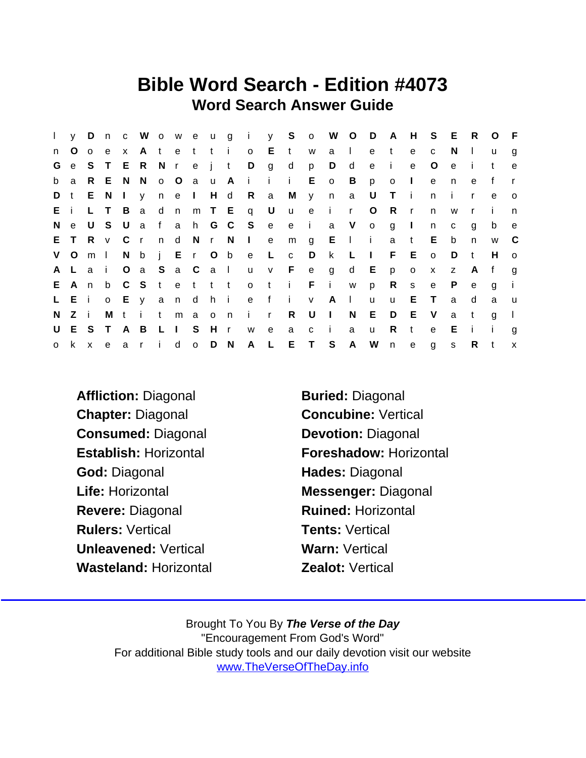# Bible Word Search - Edition #4073

## Word Search Answer Guide

```
l y D n c W o w e u g i y S o W O D A H S E R O F
n O o e x A t e t t i o E t w a l e t e c N l u g
G e S T E R N r e j t D g d p D d e i e O e i t e
b a R E N N o O a u A i i i E o B p o I e n e f r
D t E N I y n e I H d R a M y n a U T i n i r e o
E i L T B a d n m T E q U u e i r O R r n w r i n
N e U S U a f a h G C S e e i a V o g I n c g b e
E T R v C r n d N r N I e m g E l i a t E b n w C
V O m l N b j E r O b e L c D k L I F E o D t H o
A L a i O a S a C a l u v F e g d E p o x z A f g
E A n b C S t e t t t o t i F i w p R s e P e g i
L E i o E y a n d h i e f i v A l u u E T a d a u
N Z i M t i t m a o n i r R U I N E D E V a t g l
U E S T A B L I S H r w e a c i a u R t e E i i g
o k x e a r i d o D N A L E T S A W n e g s R t x
```

**Affliction:** Diagonal

**Chapter:** Diagonal

**Consumed:** Diagonal

**Establish:** Horizontal

**God:** Diagonal

**Life:** Horizontal

**Messenger:** Diagonal

**Revere:** Diagonal

**Rulers:** Vertical

**Unleavened:** Vertical

**Wasteland:** Horizontal

**Buried:** Diagonal

**Concubine:** Vertical

**Devotion:** Diagonal

**Foreshadow:** Horizontal

**Hades:** Diagonal

**Messenger:** Diagonal

**Ruined:** Horizontal

**Tents:** Vertical

**Warn:** Vertical

**Zealot:** Vertical

Brought To You By ***The Verse of the Day***
"Encouragement From God's Word"
For additional Bible study tools and our daily devotion visit our website
www.TheVerseOfTheDay.info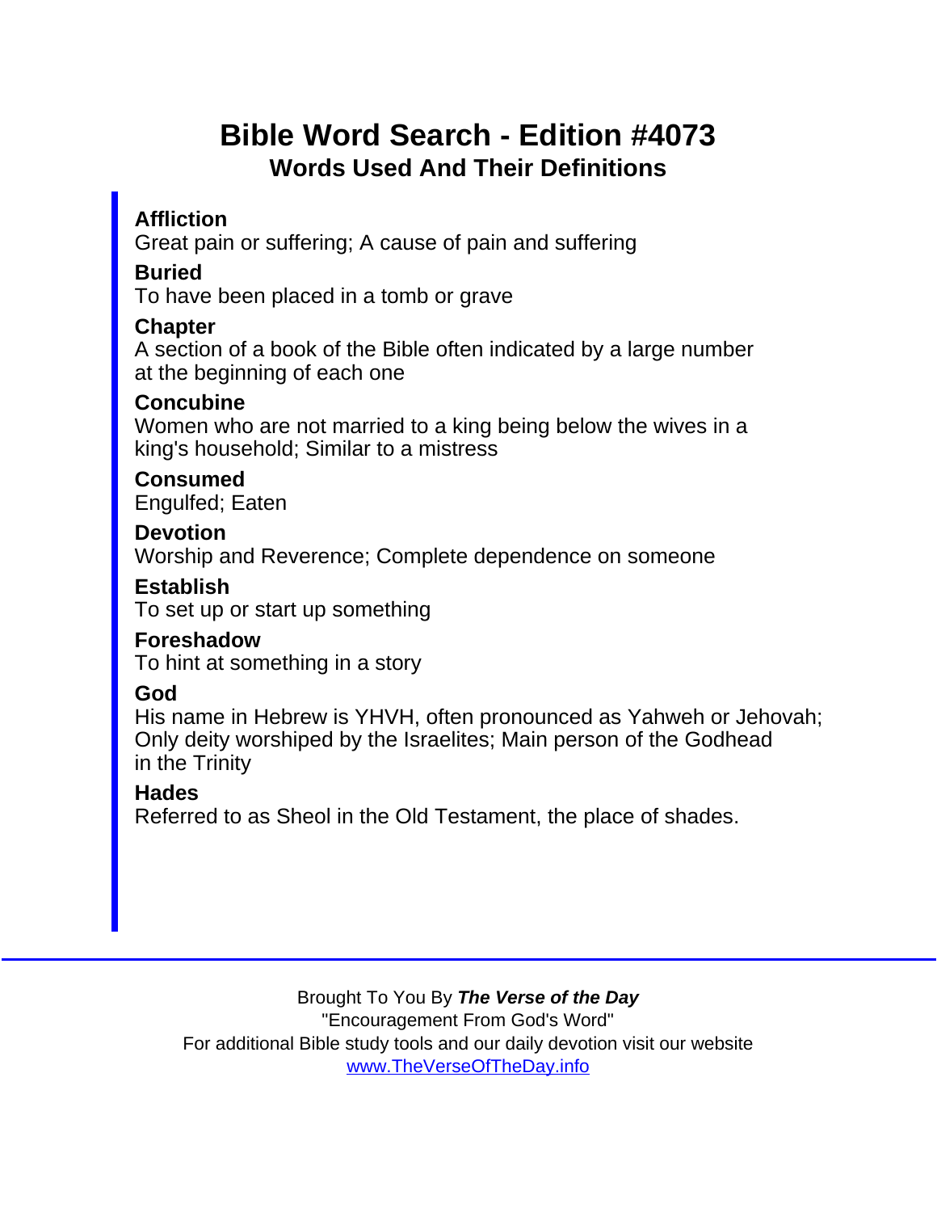# Bible Word Search - Edition #4073

## Words Used And Their Definitions

**Affliction**
Great pain or suffering; A cause of pain and suffering

**Buried**
To have been placed in a tomb or grave

**Chapter**
A section of a book of the Bible often indicated by a large number at the beginning of each one

**Concubine**
Women who are not married to a king being below the wives in a king's household; Similar to a mistress

**Consumed**
Engulfed; Eaten

**Devotion**
Worship and Reverence; Complete dependence on someone

**Establish**
To set up or start up something

**Foreshadow**
To hint at something in a story

**God**
His name in Hebrew is YHVH, often pronounced as Yahweh or Jehovah; Only deity worshiped by the Israelites; Main person of the Godhead in the Trinity

**Hades**
Referred to as Sheol in the Old Testament, the place of shades.

---

Brought To You By ***The Verse of the Day***
"Encouragement From God's Word"
For additional Bible study tools and our daily devotion visit our website
[www.TheVerseOfTheDay.info](http://www.TheVerseOfTheDay.info)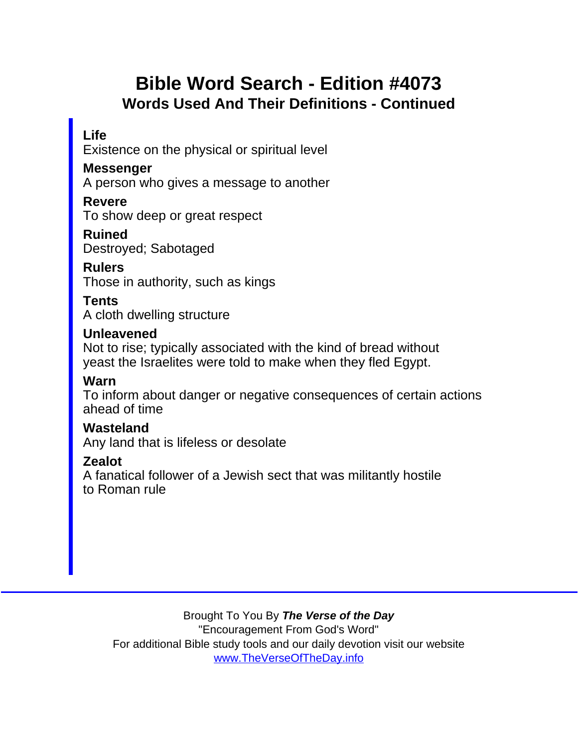# Bible Word Search - Edition #4073

## Words Used And Their Definitions - Continued

**Life**
Existence on the physical or spiritual level

**Messenger**
A person who gives a message to another

**Revere**
To show deep or great respect

**Ruined**
Destroyed; Sabotaged

**Rulers**
Those in authority, such as kings

**Tents**
A cloth dwelling structure

**Unleavened**
Not to rise; typically associated with the kind of bread without yeast the Israelites were told to make when they fled Egypt.

**Warn**
To inform about danger or negative consequences of certain actions ahead of time

**Wasteland**
Any land that is lifeless or desolate

**Zealot**
A fanatical follower of a Jewish sect that was militantly hostile to Roman rule

---

Brought To You By ***The Verse of the Day***
"Encouragement From God's Word"
For additional Bible study tools and our daily devotion visit our website
[www.TheVerseOfTheDay.info](http://www.TheVerseOfTheDay.info)